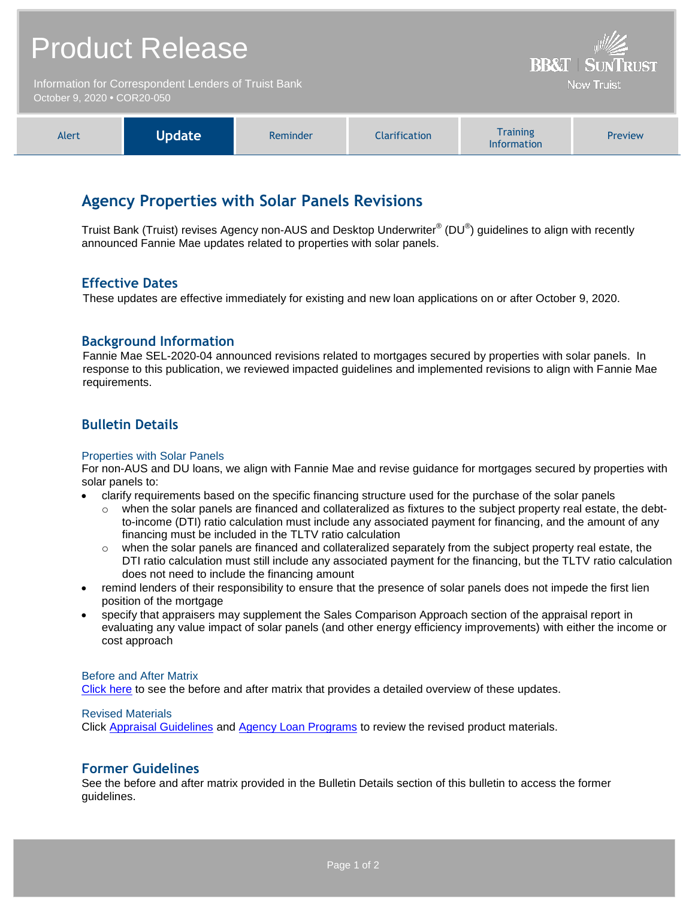# Product Release

Information for Correspondent Lenders of Truist Bank
October 9, 2020 • COR20-050

BB&T | SunTrust
Now Truist

| Alert | **Update** | Reminder | Clarification | Training Information | Preview |
|---|---|---|---|---|---|

## Agency Properties with Solar Panels Revisions

Truist Bank (Truist) revises Agency non-AUS and Desktop Underwriter® (DU®) guidelines to align with recently announced Fannie Mae updates related to properties with solar panels.

### Effective Dates

These updates are effective immediately for existing and new loan applications on or after October 9, 2020.

### Background Information

Fannie Mae SEL-2020-04 announced revisions related to mortgages secured by properties with solar panels. In response to this publication, we reviewed impacted guidelines and implemented revisions to align with Fannie Mae requirements.

### Bulletin Details

#### Properties with Solar Panels

For non-AUS and DU loans, we align with Fannie Mae and revise guidance for mortgages secured by properties with solar panels to:

- clarify requirements based on the specific financing structure used for the purchase of the solar panels
  - when the solar panels are financed and collateralized as fixtures to the subject property real estate, the debt-to-income (DTI) ratio calculation must include any associated payment for financing, and the amount of any financing must be included in the TLTV ratio calculation
  - when the solar panels are financed and collateralized separately from the subject property real estate, the DTI ratio calculation must still include any associated payment for the financing, but the TLTV ratio calculation does not need to include the financing amount
- remind lenders of their responsibility to ensure that the presence of solar panels does not impede the first lien position of the mortgage
- specify that appraisers may supplement the Sales Comparison Approach section of the appraisal report in evaluating any value impact of solar panels (and other energy efficiency improvements) with either the income or cost approach

#### Before and After Matrix

Click here to see the before and after matrix that provides a detailed overview of these updates.

#### Revised Materials

Click Appraisal Guidelines and Agency Loan Programs to review the revised product materials.

### Former Guidelines

See the before and after matrix provided in the Bulletin Details section of this bulletin to access the former guidelines.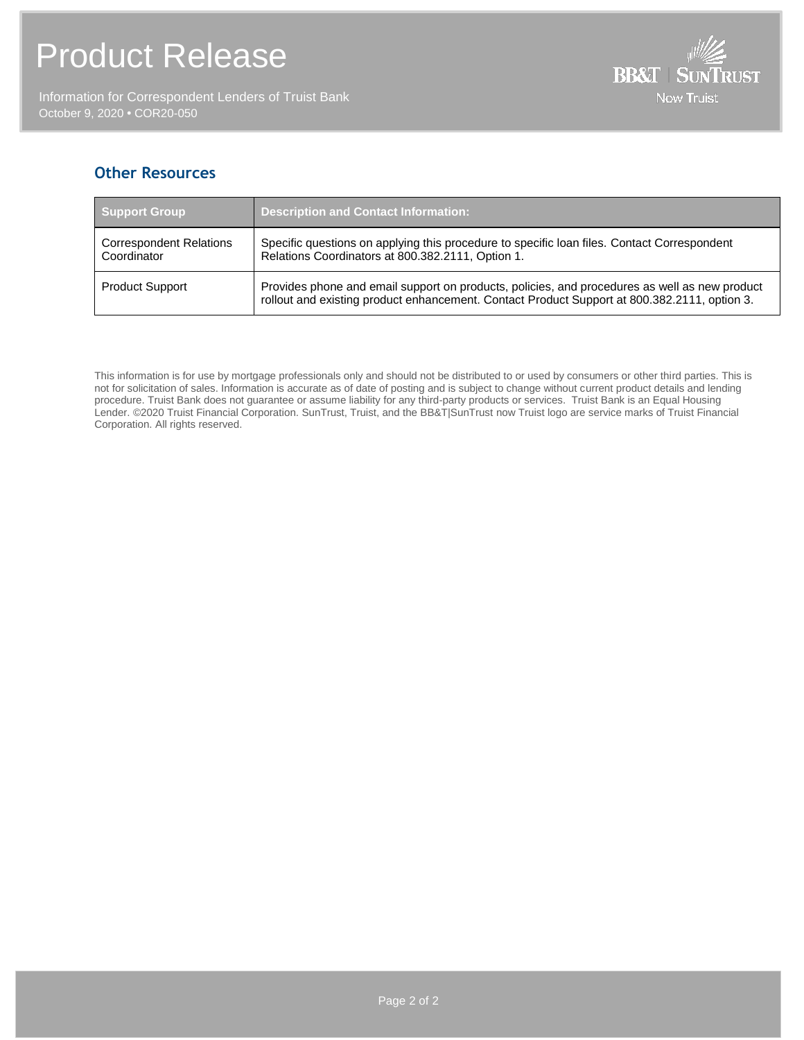## Other Resources

| Support Group | Description and Contact Information: |
|---|---|
| Correspondent Relations Coordinator | Specific questions on applying this procedure to specific loan files. Contact Correspondent Relations Coordinators at 800.382.2111, Option 1. |
| Product Support | Provides phone and email support on products, policies, and procedures as well as new product rollout and existing product enhancement. Contact Product Support at 800.382.2111, option 3. |

This information is for use by mortgage professionals only and should not be distributed to or used by consumers or other third parties. This is not for solicitation of sales. Information is accurate as of date of posting and is subject to change without current product details and lending procedure. Truist Bank does not guarantee or assume liability for any third-party products or services. Truist Bank is an Equal Housing Lender. ©2020 Truist Financial Corporation. SunTrust, Truist, and the BB&T|SunTrust now Truist logo are service marks of Truist Financial Corporation. All rights reserved.